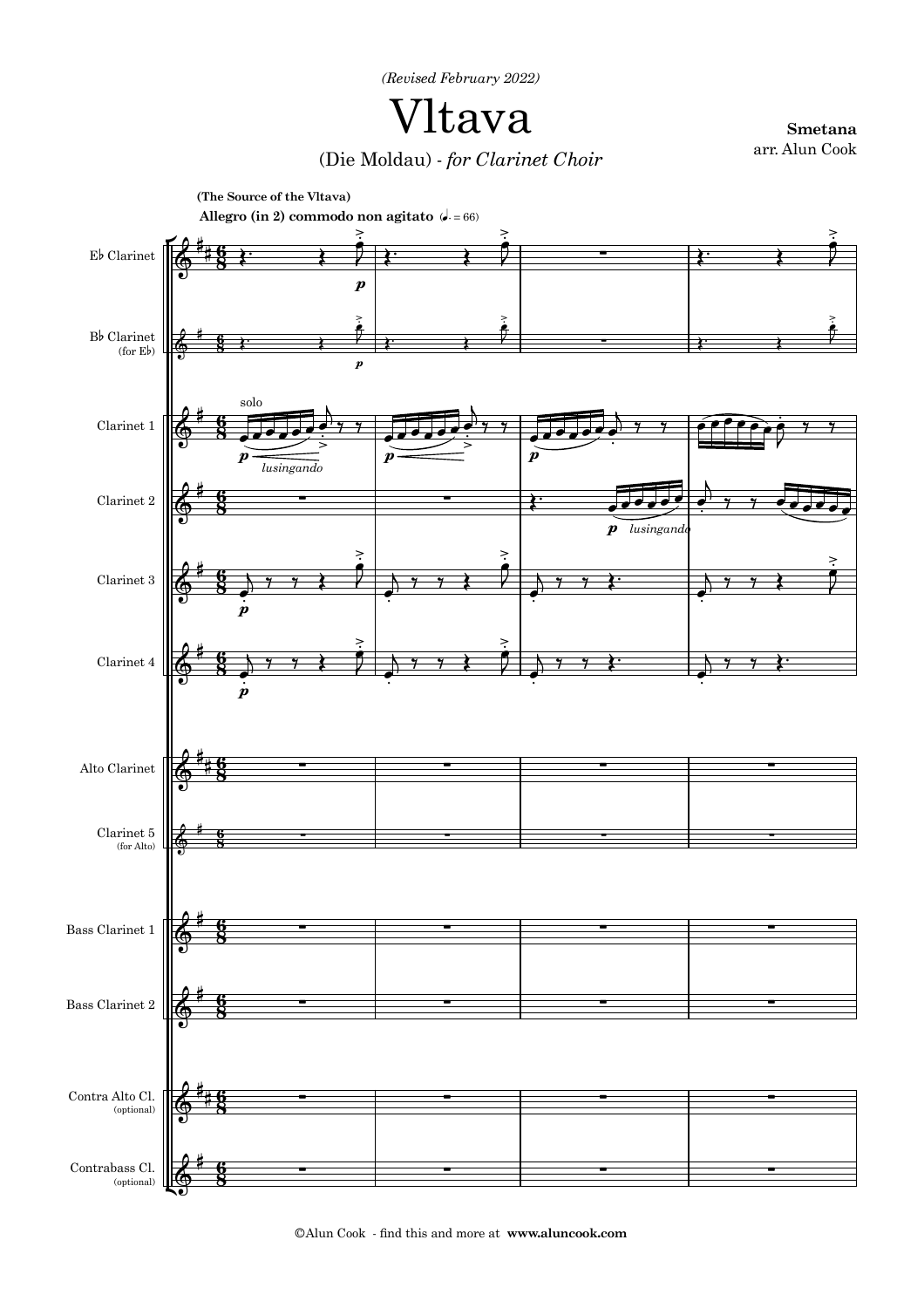*(Revised February 2022)*

# Vltava

(Die Moldau) - *for Clarinet Choir*

**Smetana**
arr. Alun Cook

**(The Source of the Vltava)**

**Allegro (in 2) commodo non agitato** (♩. = 66)

©Alun Cook - find this and more at **www.aluncook.com**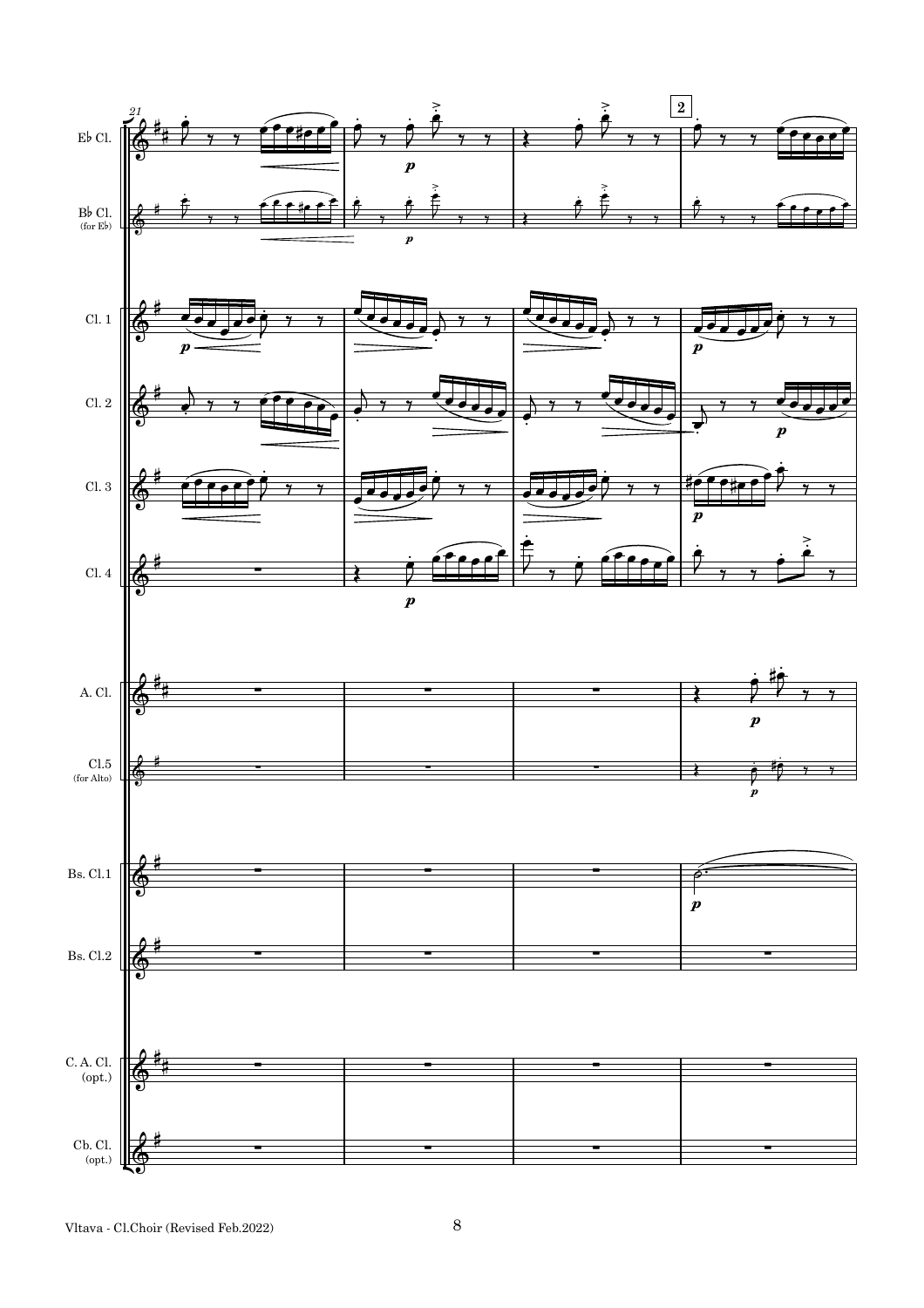21

2

E♭ Cl.

B♭ Cl. (for E♭)

Cl. 1

Cl. 2

Cl. 3

Cl. 4

A. Cl.

Cl.5 (for Alto)

Bs. Cl.1

Bs. Cl.2

C. A. Cl. (opt.)

Cb. Cl. (opt.)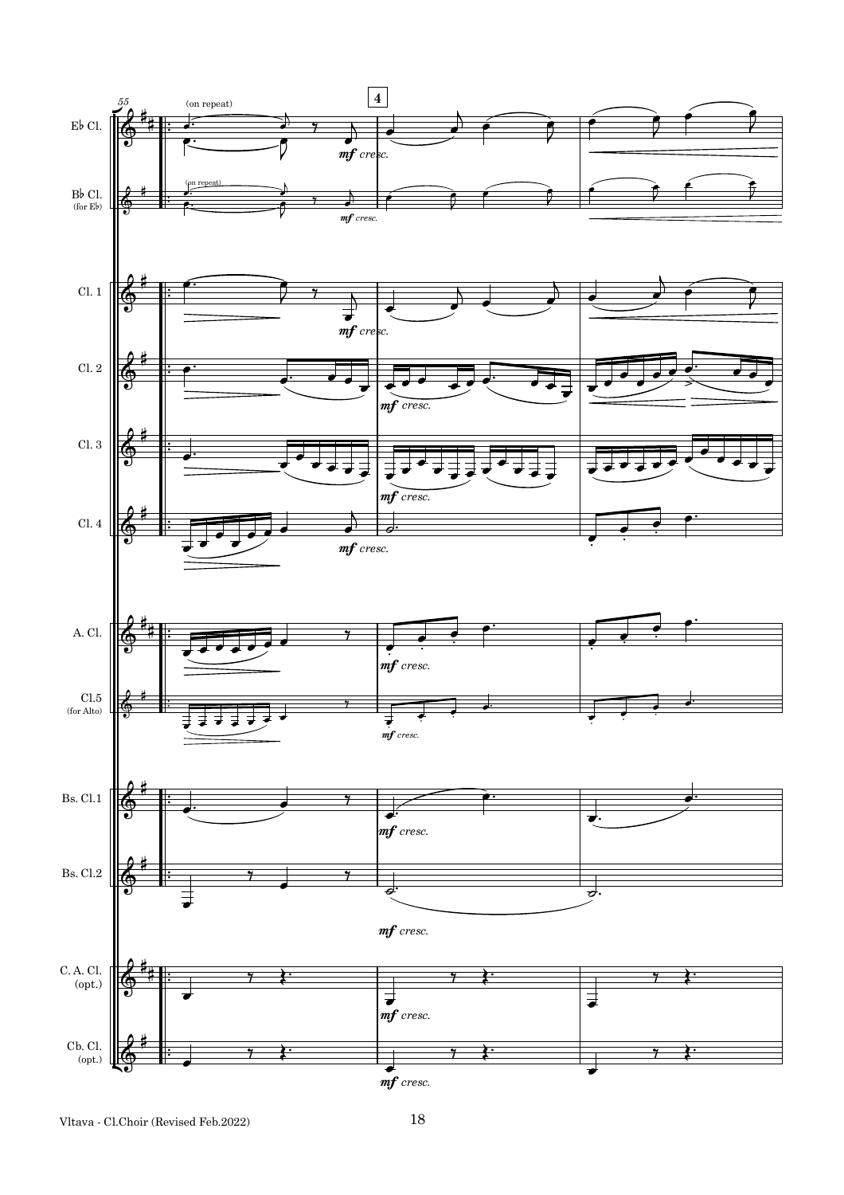55

(on repeat)

4

Eb Cl.

Bb Cl. (for Eb)

Cl. 1

Cl. 2

Cl. 3

Cl. 4

A. Cl.

Cl.5 (for Alto)

Bs. Cl.1

Bs. Cl.2

C. A. Cl. (opt.)

Cb. Cl. (opt.)

*mf cresc.*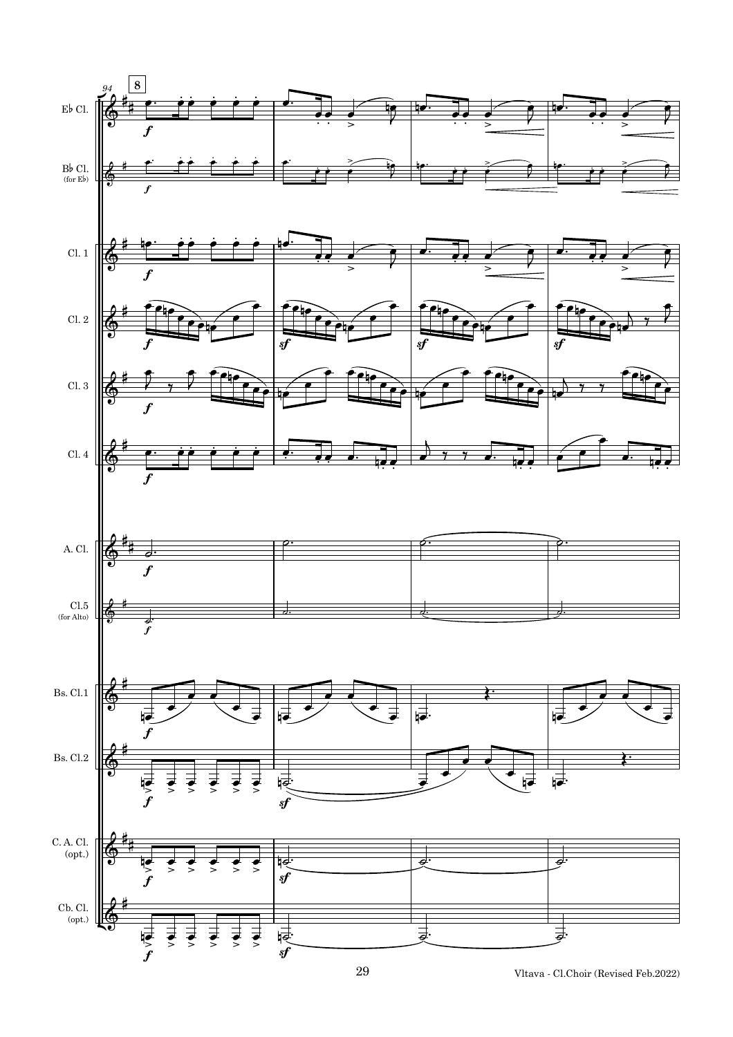94

8

E♭ Cl.

B♭ Cl.
(for E♭)

Cl. 1

Cl. 2

Cl. 3

Cl. 4

A. Cl.

Cl.5
(for Alto)

Bs. Cl.1

Bs. Cl.2

C. A. Cl.
(opt.)

Cb. Cl.
(opt.)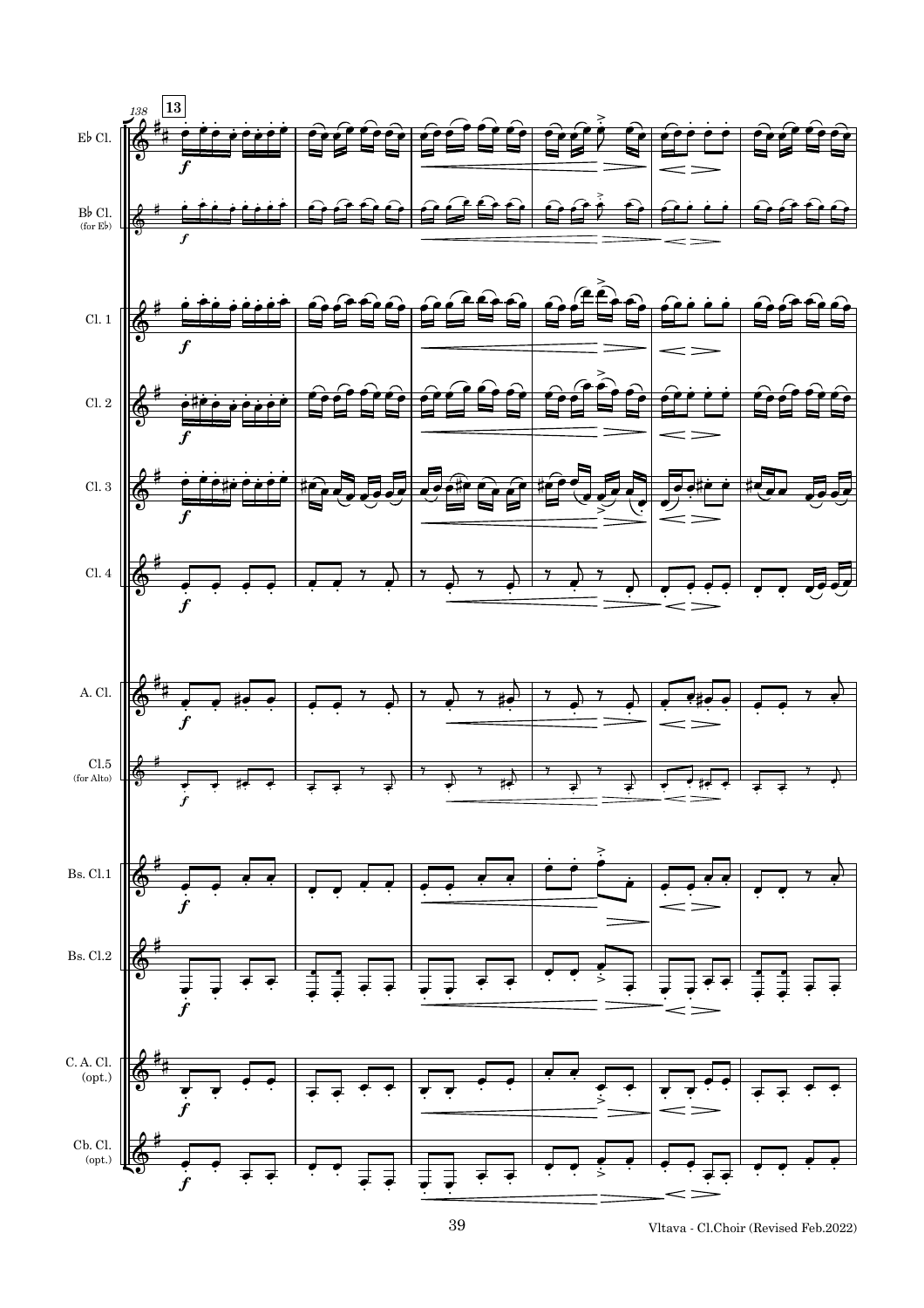138

13

E♭ Cl.

B♭ Cl.
(for E♭)

Cl. 1

Cl. 2

Cl. 3

Cl. 4

A. Cl.

Cl.5
(for Alto)

Bs. Cl.1

Bs. Cl.2

C. A. Cl.
(opt.)

Cb. Cl.
(opt.)

*f*